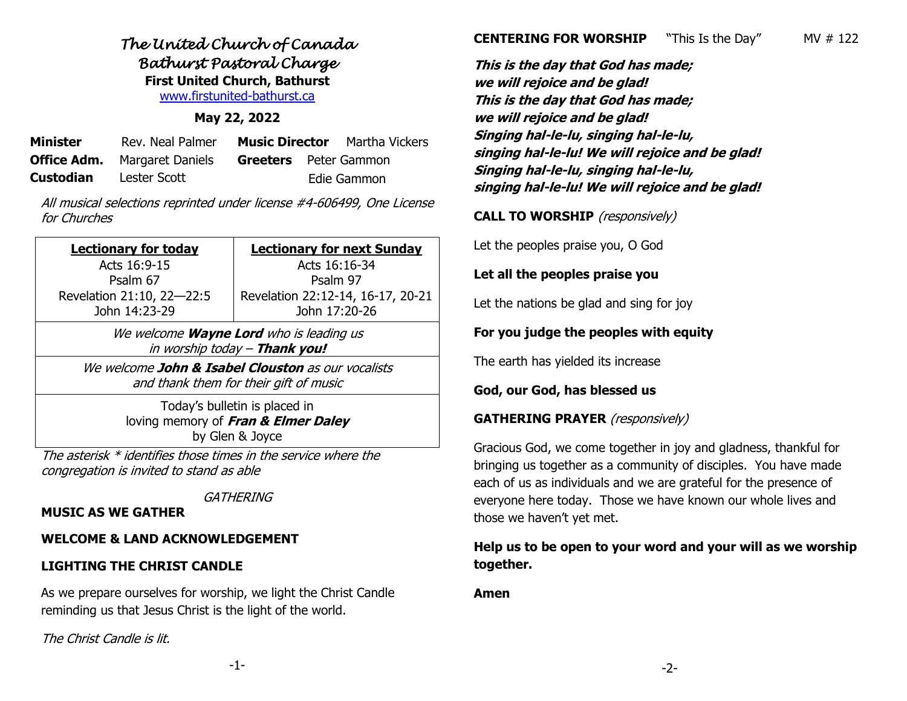# *The United Church of Canada*
## *Bathurst Pastoral Charge*
### First United Church, Bathurst

www.firstunited-bathurst.ca

**May 22, 2022**

| | | | |
|---|---|---|---|
| **Minister** | Rev. Neal Palmer | **Music Director** | Martha Vickers |
| **Office Adm.** | Margaret Daniels | **Greeters** | Peter Gammon |
| **Custodian** | Lester Scott | | Edie Gammon |

*All musical selections reprinted under license #4-606499, One License for Churches*

| **Lectionary for today** | **Lectionary for next Sunday** |
|---|---|
| Acts 16:9-15<br>Psalm 67<br>Revelation 21:10, 22—22:5<br>John 14:23-29 | Acts 16:16-34<br>Psalm 97<br>Revelation 22:12-14, 16-17, 20-21<br>John 17:20-26 |

*We welcome **Wayne Lord** who is leading us in worship today – **Thank you!***

*We welcome **John & Isabel Clouston** as our vocalists and thank them for their gift of music*

Today's bulletin is placed in loving memory of ***Fran & Elmer Daley*** by Glen & Joyce

*The asterisk * identifies those times in the service where the congregation is invited to stand as able*

*GATHERING*

**MUSIC AS WE GATHER**

**WELCOME & LAND ACKNOWLEDGEMENT**

**LIGHTING THE CHRIST CANDLE**

As we prepare ourselves for worship, we light the Christ Candle reminding us that Jesus Christ is the light of the world.

*The Christ Candle is lit.*

**CENTERING FOR WORSHIP** "This Is the Day" MV # 122

***This is the day that God has made;***
***we will rejoice and be glad!***
***This is the day that God has made;***
***we will rejoice and be glad!***
***Singing hal-le-lu, singing hal-le-lu,***
***singing hal-le-lu! We will rejoice and be glad!***
***Singing hal-le-lu, singing hal-le-lu,***
***singing hal-le-lu! We will rejoice and be glad!***

**CALL TO WORSHIP** *(responsively)*

Let the peoples praise you, O God

**Let all the peoples praise you**

Let the nations be glad and sing for joy

**For you judge the peoples with equity**

The earth has yielded its increase

**God, our God, has blessed us**

**GATHERING PRAYER** *(responsively)*

Gracious God, we come together in joy and gladness, thankful for bringing us together as a community of disciples. You have made each of us as individuals and we are grateful for the presence of everyone here today. Those we have known our whole lives and those we haven't yet met.

**Help us to be open to your word and your will as we worship together.**

**Amen**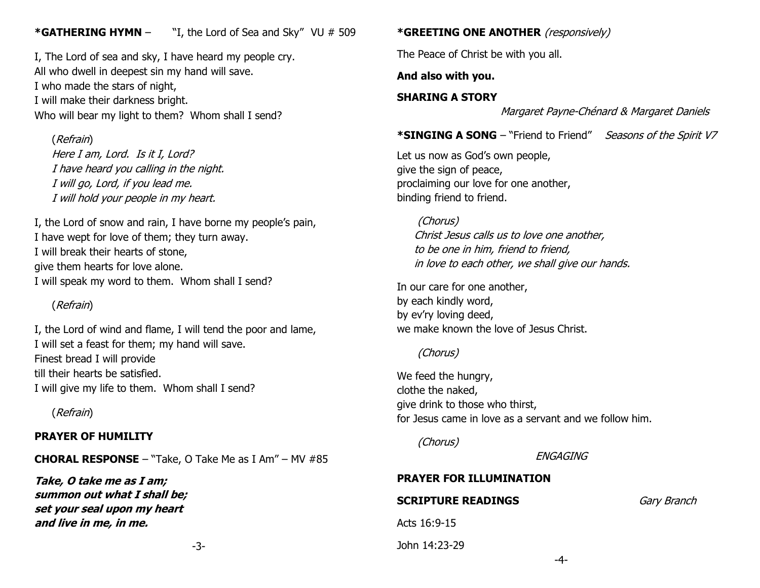**\*GATHERING HYMN** – "I, the Lord of Sea and Sky" VU # 509

I, The Lord of sea and sky, I have heard my people cry.
All who dwell in deepest sin my hand will save.
I who made the stars of night,
I will make their darkness bright.
Who will bear my light to them? Whom shall I send?

(*Refrain*)
*Here I am, Lord. Is it I, Lord?*
*I have heard you calling in the night.*
*I will go, Lord, if you lead me.*
*I will hold your people in my heart.*

I, the Lord of snow and rain, I have borne my people's pain,
I have wept for love of them; they turn away.
I will break their hearts of stone,
give them hearts for love alone.
I will speak my word to them. Whom shall I send?

(*Refrain*)

I, the Lord of wind and flame, I will tend the poor and lame,
I will set a feast for them; my hand will save.
Finest bread I will provide
till their hearts be satisfied.
I will give my life to them. Whom shall I send?

(*Refrain*)

**PRAYER OF HUMILITY**

**CHORAL RESPONSE** – "Take, O Take Me as I Am" – MV #85

***Take, O take me as I am;***
***summon out what I shall be;***
***set your seal upon my heart***
***and live in me, in me.***

**\*GREETING ONE ANOTHER** *(responsively)*

The Peace of Christ be with you all.

**And also with you.**

**SHARING A STORY**

*Margaret Payne-Chénard & Margaret Daniels*

**\*SINGING A SONG** – "Friend to Friend" *Seasons of the Spirit V7*

Let us now as God's own people,
give the sign of peace,
proclaiming our love for one another,
binding friend to friend.

*(Chorus)*
*Christ Jesus calls us to love one another,*
*to be one in him, friend to friend,*
*in love to each other, we shall give our hands.*

In our care for one another,
by each kindly word,
by ev'ry loving deed,
we make known the love of Jesus Christ.

*(Chorus)*

We feed the hungry,
clothe the naked,
give drink to those who thirst,
for Jesus came in love as a servant and we follow him.

*(Chorus)*

*ENGAGING*

**PRAYER FOR ILLUMINATION**

**SCRIPTURE READINGS** *Gary Branch*

Acts 16:9-15

John 14:23-29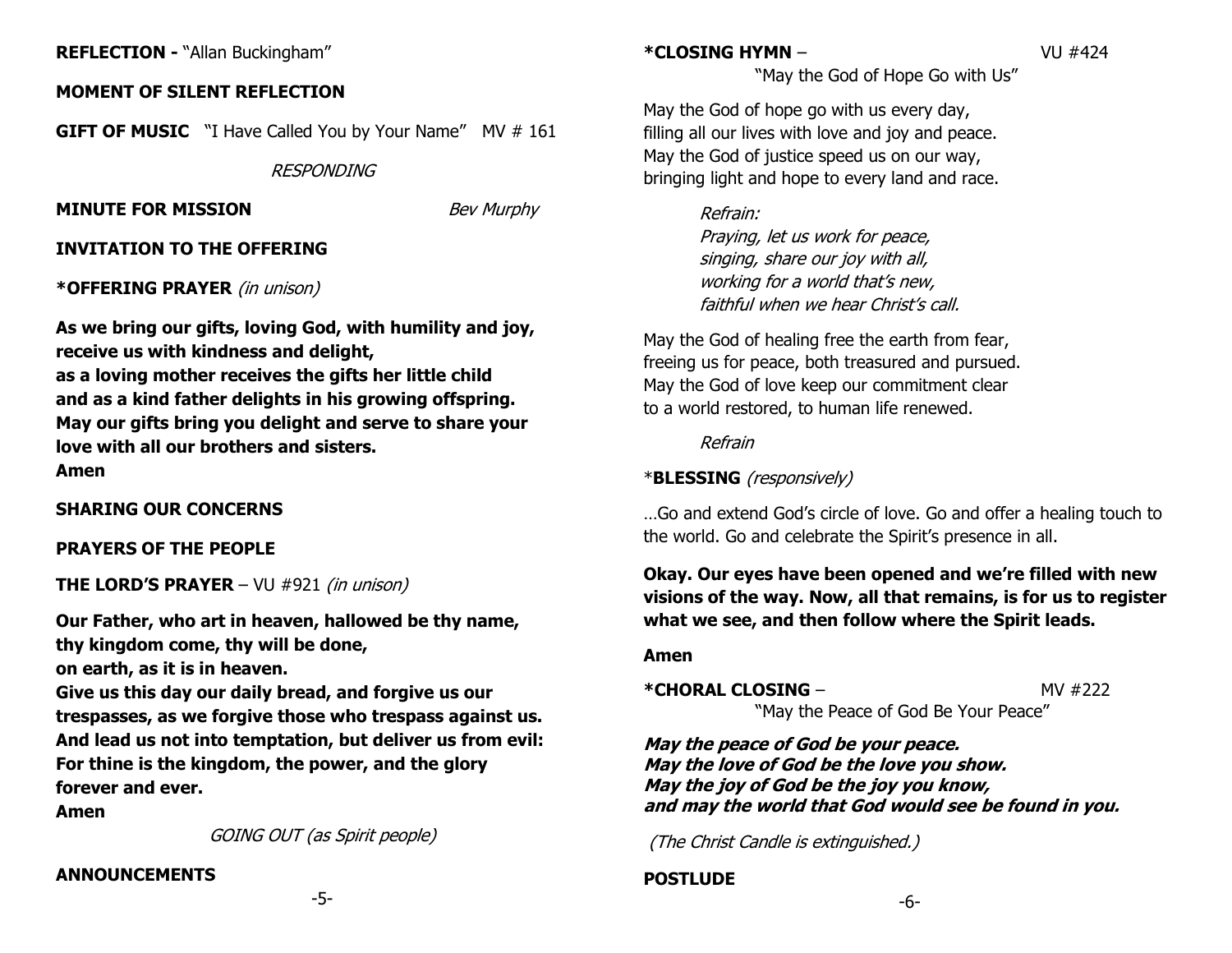**REFLECTION -** "Allan Buckingham"

**MOMENT OF SILENT REFLECTION**

**GIFT OF MUSIC** "I Have Called You by Your Name" MV # 161

*RESPONDING*

**MINUTE FOR MISSION** *Bev Murphy*

**INVITATION TO THE OFFERING**

***OFFERING PRAYER** *(in unison)*

**As we bring our gifts, loving God, with humility and joy, receive us with kindness and delight,**
**as a loving mother receives the gifts her little child and as a kind father delights in his growing offspring.**
**May our gifts bring you delight and serve to share your love with all our brothers and sisters.**
**Amen**

**SHARING OUR CONCERNS**

**PRAYERS OF THE PEOPLE**

**THE LORD'S PRAYER** – VU #921 *(in unison)*

**Our Father, who art in heaven, hallowed be thy name,**
**thy kingdom come, thy will be done,**
**on earth, as it is in heaven.**
**Give us this day our daily bread, and forgive us our trespasses, as we forgive those who trespass against us.**
**And lead us not into temptation, but deliver us from evil:**
**For thine is the kingdom, the power, and the glory**
**forever and ever.**
**Amen**

*GOING OUT (as Spirit people)*

**ANNOUNCEMENTS**

***CLOSING HYMN** – VU #424
"May the God of Hope Go with Us"

May the God of hope go with us every day,
filling all our lives with love and joy and peace.
May the God of justice speed us on our way,
bringing light and hope to every land and race.

*Refrain:*
*Praying, let us work for peace,*
*singing, share our joy with all,*
*working for a world that's new,*
*faithful when we hear Christ's call.*

May the God of healing free the earth from fear,
freeing us for peace, both treasured and pursued.
May the God of love keep our commitment clear
to a world restored, to human life renewed.

*Refrain*

***BLESSING** *(responsively)*

…Go and extend God's circle of love. Go and offer a healing touch to the world. Go and celebrate the Spirit's presence in all.

**Okay. Our eyes have been opened and we're filled with new visions of the way. Now, all that remains, is for us to register what we see, and then follow where the Spirit leads.**

**Amen**

***CHORAL CLOSING** – MV #222
"May the Peace of God Be Your Peace"

***May the peace of God be your peace.***
***May the love of God be the love you show.***
***May the joy of God be the joy you know,***
***and may the world that God would see be found in you.***

*(The Christ Candle is extinguished.)*

**POSTLUDE**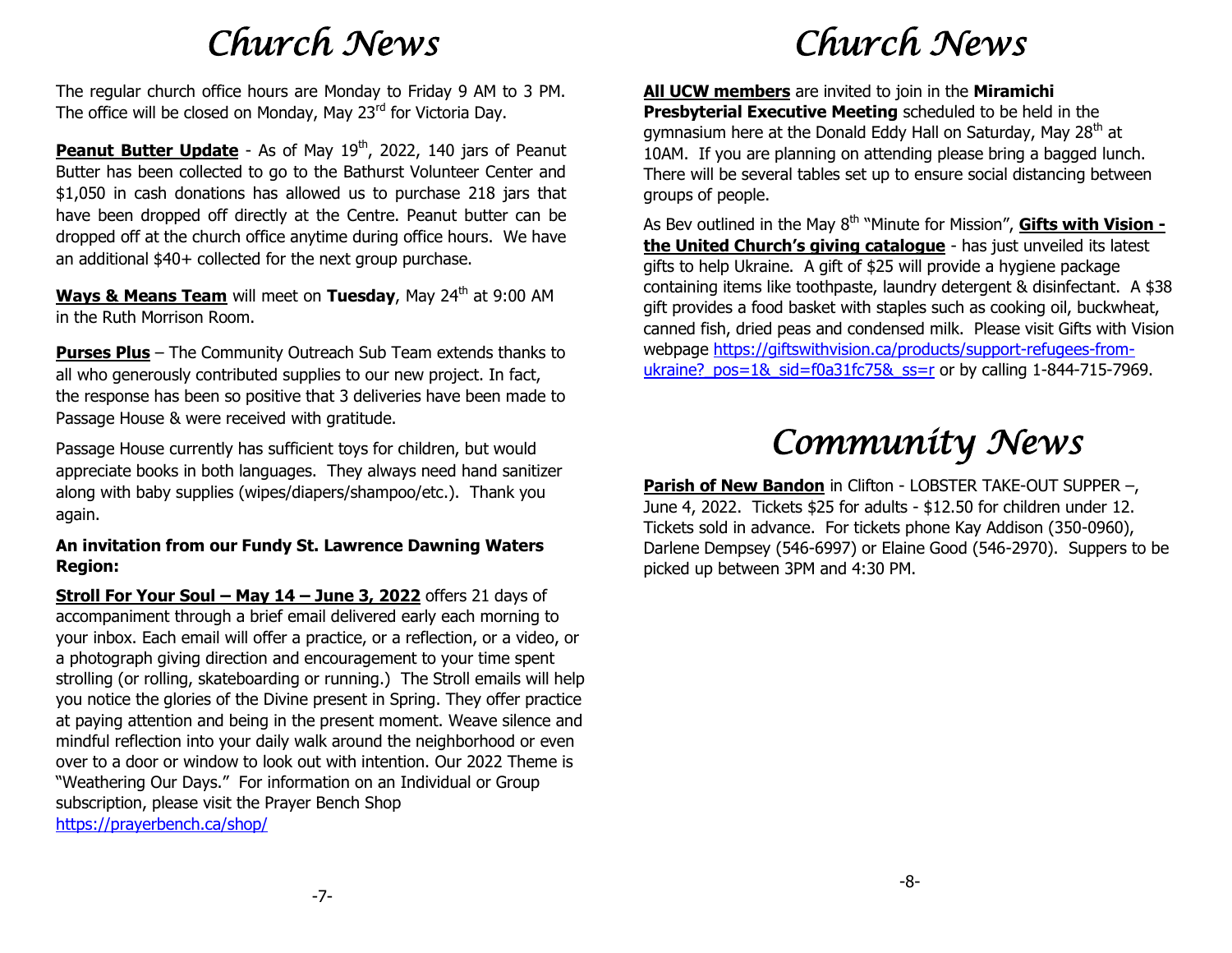# Church News

The regular church office hours are Monday to Friday 9 AM to 3 PM. The office will be closed on Monday, May 23rd for Victoria Day.

**Peanut Butter Update** - As of May 19th, 2022, 140 jars of Peanut Butter has been collected to go to the Bathurst Volunteer Center and $1,050 in cash donations has allowed us to purchase 218 jars that have been dropped off directly at the Centre. Peanut butter can be dropped off at the church office anytime during office hours. We have an additional $40+ collected for the next group purchase.

**Ways & Means Team** will meet on **Tuesday**, May 24th at 9:00 AM in the Ruth Morrison Room.

**Purses Plus** – The Community Outreach Sub Team extends thanks to all who generously contributed supplies to our new project. In fact, the response has been so positive that 3 deliveries have been made to Passage House & were received with gratitude.

Passage House currently has sufficient toys for children, but would appreciate books in both languages. They always need hand sanitizer along with baby supplies (wipes/diapers/shampoo/etc.). Thank you again.

**An invitation from our Fundy St. Lawrence Dawning Waters Region:**

**Stroll For Your Soul – May 14 – June 3, 2022** offers 21 days of accompaniment through a brief email delivered early each morning to your inbox. Each email will offer a practice, or a reflection, or a video, or a photograph giving direction and encouragement to your time spent strolling (or rolling, skateboarding or running.) The Stroll emails will help you notice the glories of the Divine present in Spring. They offer practice at paying attention and being in the present moment. Weave silence and mindful reflection into your daily walk around the neighborhood or even over to a door or window to look out with intention. Our 2022 Theme is "Weathering Our Days." For information on an Individual or Group subscription, please visit the Prayer Bench Shop https://prayerbench.ca/shop/

# Church News

**All UCW members** are invited to join in the **Miramichi Presbyterial Executive Meeting** scheduled to be held in the gymnasium here at the Donald Eddy Hall on Saturday, May 28th at 10AM. If you are planning on attending please bring a bagged lunch. There will be several tables set up to ensure social distancing between groups of people.

As Bev outlined in the May 8th "Minute for Mission", **Gifts with Vision - the United Church's giving catalogue** - has just unveiled its latest gifts to help Ukraine. A gift of $25 will provide a hygiene package containing items like toothpaste, laundry detergent & disinfectant. A $38 gift provides a food basket with staples such as cooking oil, buckwheat, canned fish, dried peas and condensed milk. Please visit Gifts with Vision webpage https://giftswithvision.ca/products/support-refugees-from-ukraine?_pos=1&_sid=f0a31fc75&_ss=r or by calling 1-844-715-7969.

# Community News

**Parish of New Bandon** in Clifton - LOBSTER TAKE-OUT SUPPER –, June 4, 2022. Tickets $25 for adults - $12.50 for children under 12. Tickets sold in advance. For tickets phone Kay Addison (350-0960), Darlene Dempsey (546-6997) or Elaine Good (546-2970). Suppers to be picked up between 3PM and 4:30 PM.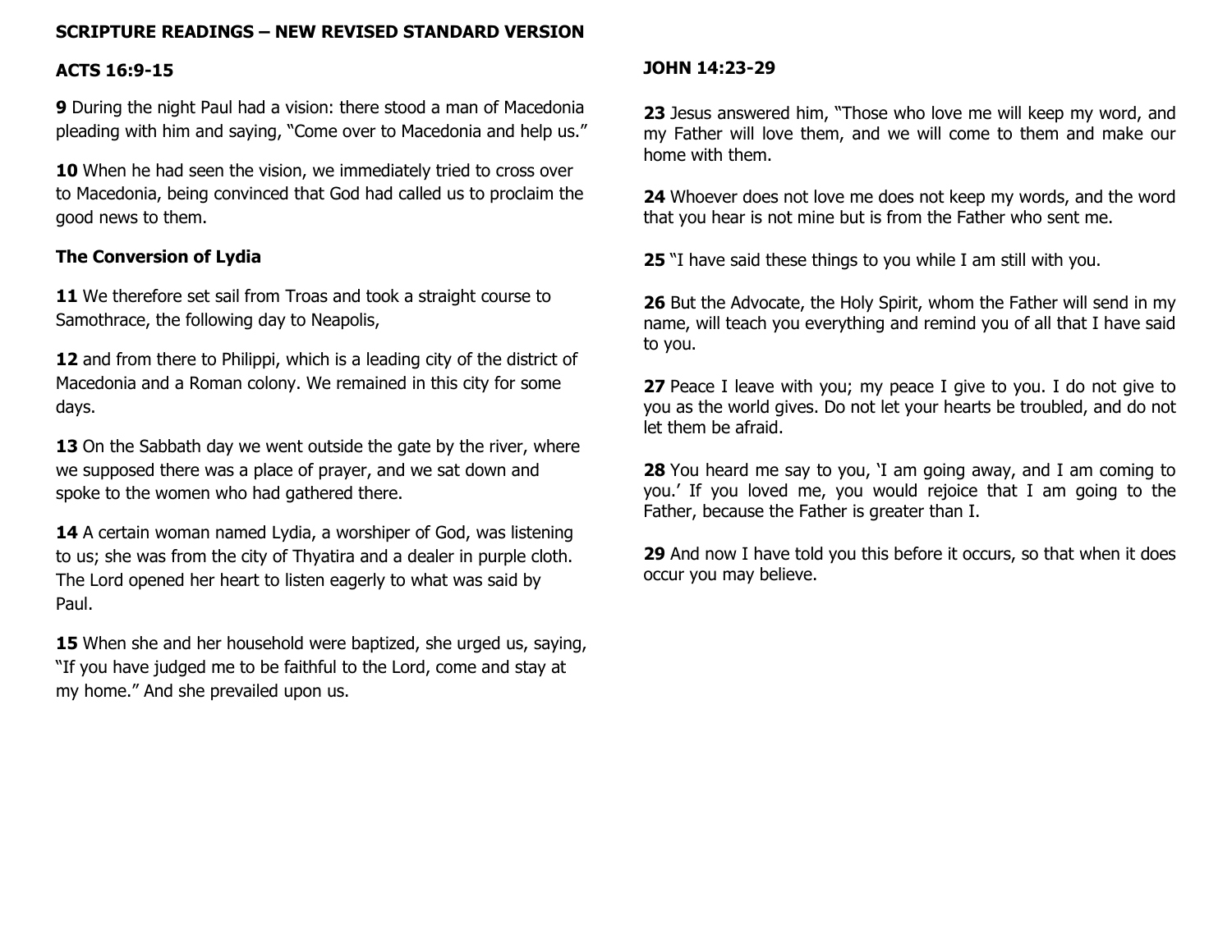## SCRIPTURE READINGS – NEW REVISED STANDARD VERSION

### ACTS 16:9-15

**9** During the night Paul had a vision: there stood a man of Macedonia pleading with him and saying, "Come over to Macedonia and help us."

**10** When he had seen the vision, we immediately tried to cross over to Macedonia, being convinced that God had called us to proclaim the good news to them.

### The Conversion of Lydia

**11** We therefore set sail from Troas and took a straight course to Samothrace, the following day to Neapolis,

**12** and from there to Philippi, which is a leading city of the district of Macedonia and a Roman colony. We remained in this city for some days.

**13** On the Sabbath day we went outside the gate by the river, where we supposed there was a place of prayer, and we sat down and spoke to the women who had gathered there.

**14** A certain woman named Lydia, a worshiper of God, was listening to us; she was from the city of Thyatira and a dealer in purple cloth. The Lord opened her heart to listen eagerly to what was said by Paul.

**15** When she and her household were baptized, she urged us, saying, "If you have judged me to be faithful to the Lord, come and stay at my home." And she prevailed upon us.

### JOHN 14:23-29

**23** Jesus answered him, "Those who love me will keep my word, and my Father will love them, and we will come to them and make our home with them.

**24** Whoever does not love me does not keep my words, and the word that you hear is not mine but is from the Father who sent me.

**25** "I have said these things to you while I am still with you.

**26** But the Advocate, the Holy Spirit, whom the Father will send in my name, will teach you everything and remind you of all that I have said to you.

**27** Peace I leave with you; my peace I give to you. I do not give to you as the world gives. Do not let your hearts be troubled, and do not let them be afraid.

**28** You heard me say to you, 'I am going away, and I am coming to you.' If you loved me, you would rejoice that I am going to the Father, because the Father is greater than I.

**29** And now I have told you this before it occurs, so that when it does occur you may believe.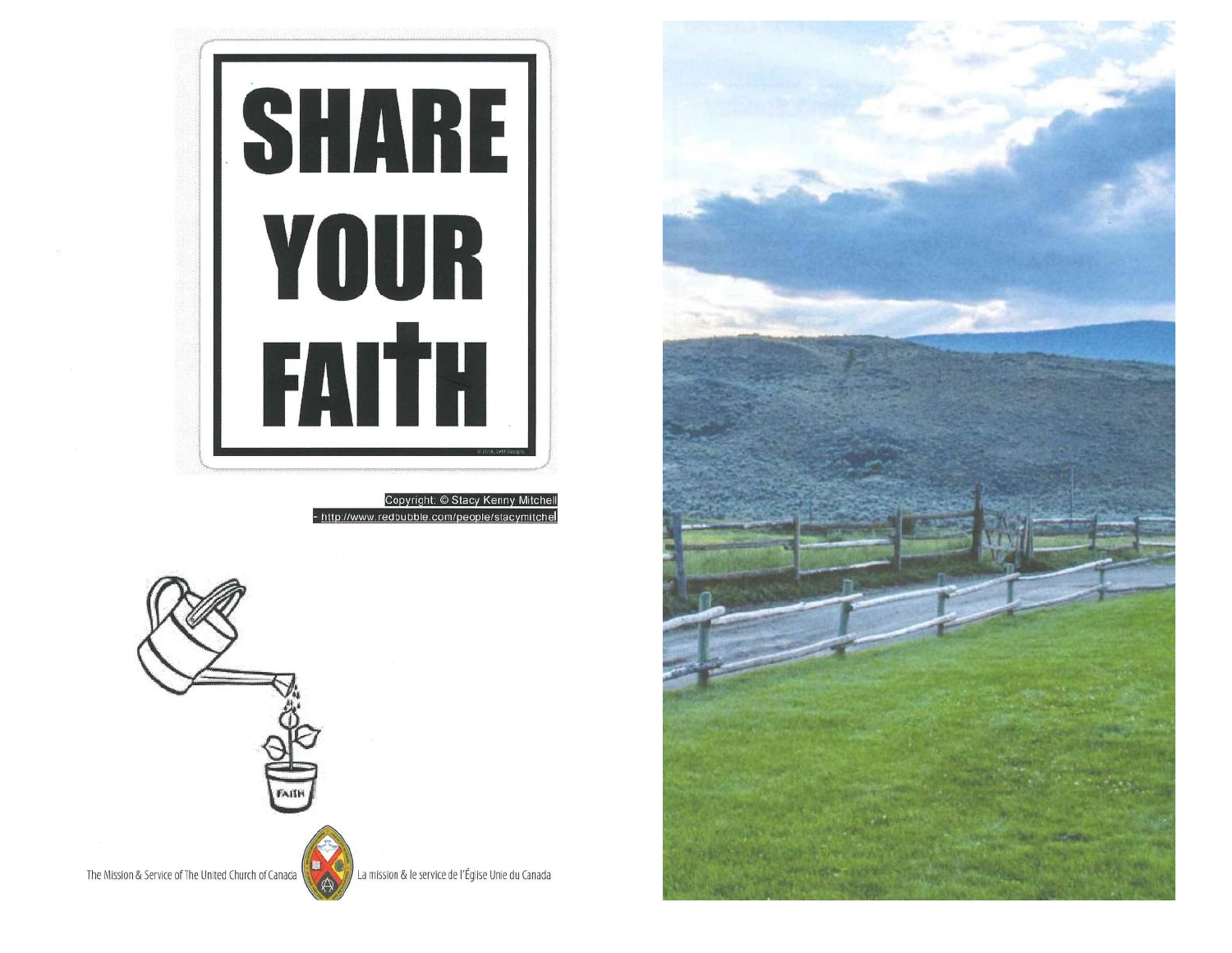# SHARE YOUR FAITH

Copyright: © Stacy Kenny Mitchell
- http://www.redbubble.com/people/stacymitchel

The Mission & Service of The United Church of Canada

La mission & le service de l'Église Unie du Canada